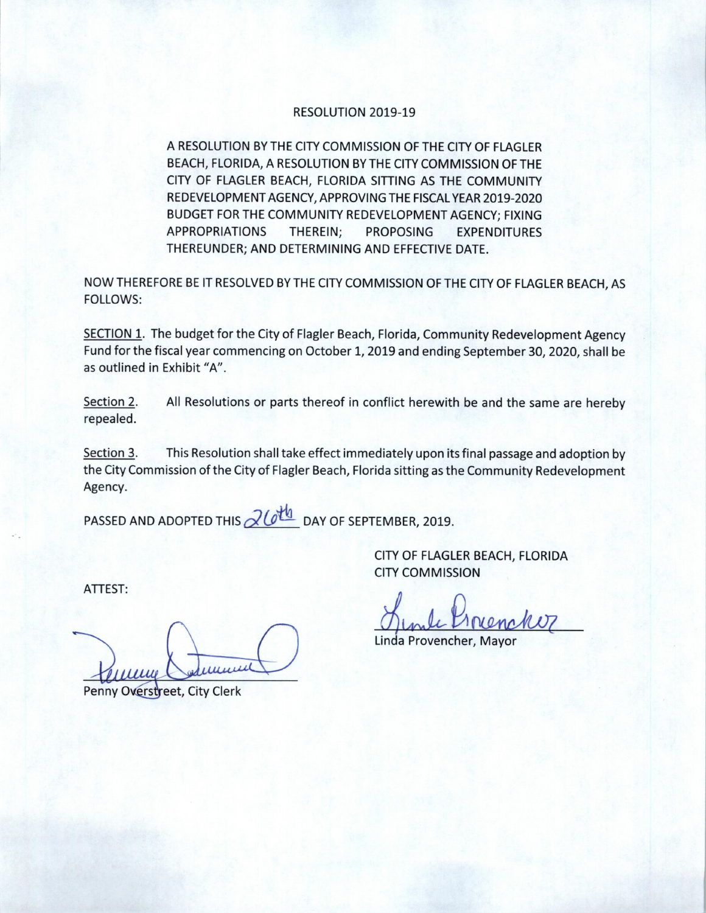# RESOLUTION 2019-19

A RESOLUTION BY THE CITY COMMISSION OF THE CITY OF FLAGLER BEACH, FLORIDA, A RESOLUTION BY THE CITY COMMISSION OF THE CITY OF FLAGLER BEACH, FLORIDA SITTING AS THE COMMUNITY REDEVELOPMENT AGENCY, APPROVING THE FISCAL YEAR 2019-2020 BUDGET FOR THE COMMUNITY REDEVELOPMENT AGENCY; FIXING APPROPRIATIONS THEREIN; PROPOSING EXPENDITURES THEREUNDER; AND DETERMINING AND EFFECTIVE DATE.

NOW THEREFORE BE IT RESOLVED BY THE CITY COMMISSION OF THE CITY OF FLAGLER BEACH, AS FOLLOWS:

<u>SECTION 1</u>. The budget for the City of Flagler Beach, Florida, Community Redevelopment Agency Fund for the fiscal year commencing on October 1, 2019 and ending September 30, 2020, shall be as outlined in Exhibit "A".

<u>Section 2</u>. All Resolutions or parts thereof in conflict herewith be and the same are hereby repealed.

<u>Section 3</u>. This Resolution shall take effect immediately upon its final passage and adoption by the City Commission of the City of Flagler Beach, Florida sitting as the Community Redevelopment Agency.

PASSED AND ADOPTED THIS 26th DAY OF SEPTEMBER, 2019.

CITY OF FLAGLER BEACH, FLORIDA
CITY COMMISSION

ATTEST:

Linda Provencher, Mayor

Penny Overstreet, City Clerk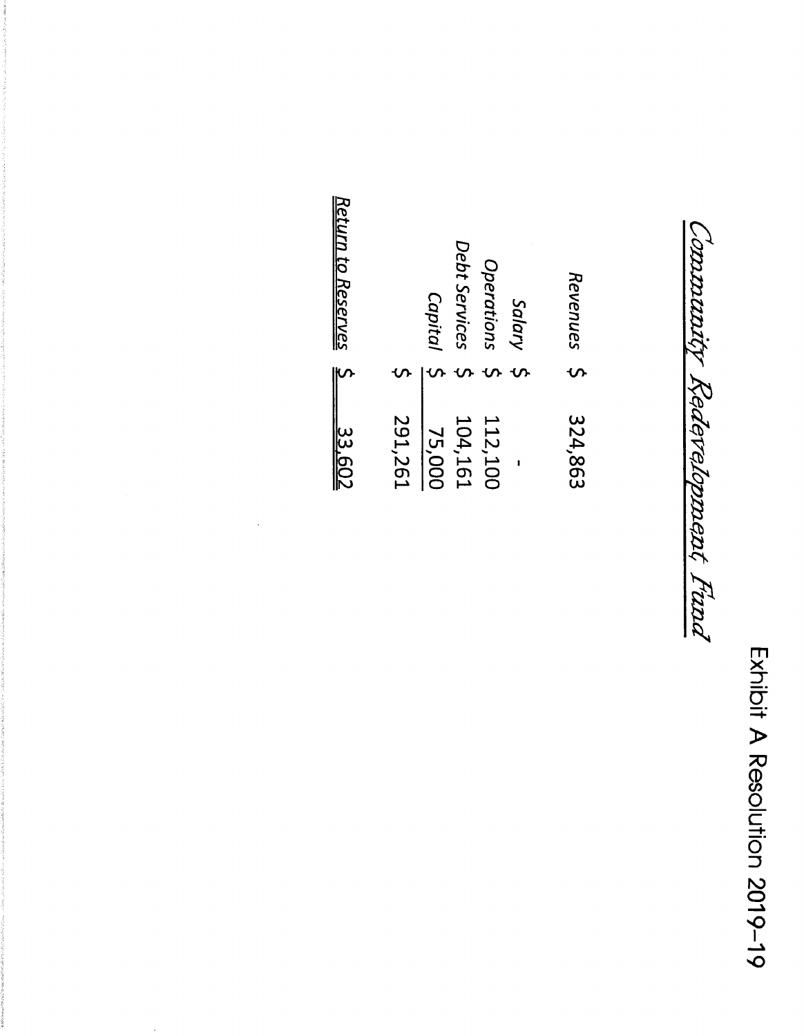Exhibit A Resolution 2019-19

# Community Redevelopment Fund

| | | |
|---|---|---|
| Revenues | $ | 324,863 |
| | | |
| Salary | $ | - |
| Operations | $ | 112,100 |
| Debt Services | $ | 104,161 |
| Capital | $ | 75,000 |
| | $ | 291,261 |
| | | |
| Return to Reserves | $ | 33,602 |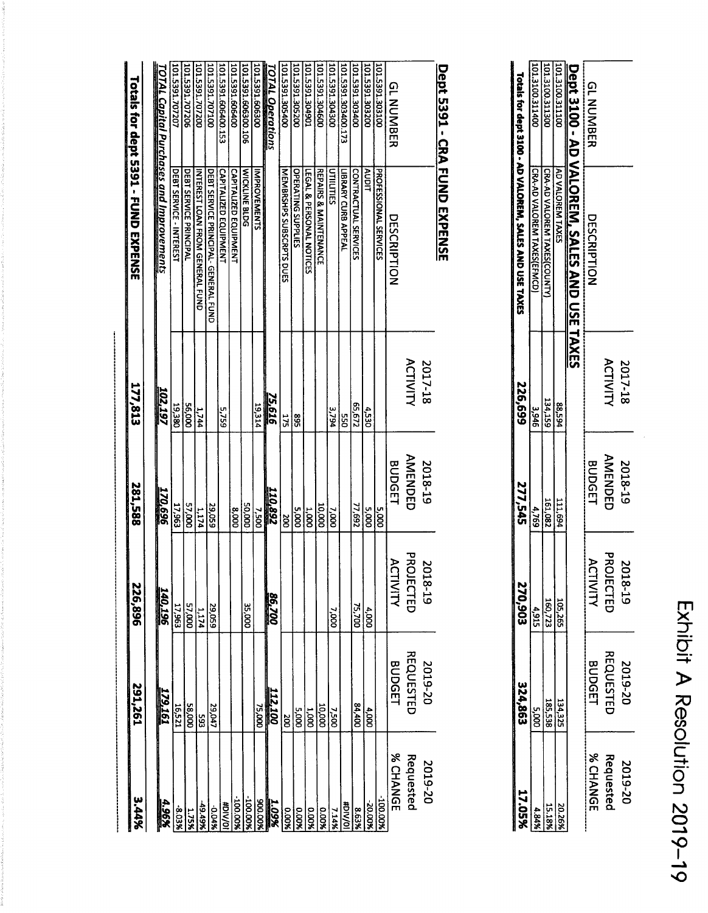# Exhibit A Resolution 2019-19

## Dept 3100 - AD VALOREM, SALES AND USE TAXES

| GL NUMBER | DESCRIPTION | 2017-18 ACTIVITY | 2018-19 AMENDED BUDGET | 2018-19 PROJECTED ACTIVITY | 2019-20 REQUESTED BUDGET | 2019-20 Requested % CHANGE |
|---|---|---|---|---|---|---|
| 101.3100.311100 | AD VALOREM TAXES | 88,594 | 111,694 | 105,265 | 134,325 | 20.26% |
| 101.3100.311300 | CRA-AD VALOREM TAXES(COUNTY) | 134,159 | 161,082 | 160,723 | 185,538 | 15.18% |
| 101.3100.311400 | CRA-AD VALOREM TAXES(EFMCD) | 3,946 | 4,769 | 4,915 | 5,000 | 4.84% |
| **Totals for dept 3100 - AD VALOREM, SALES AND USE TAXES** | | **226,699** | **277,545** | **270,903** | **324,863** | **17.05%** |

## Dept 5391 - CRA FUND EXPENSE

| GL NUMBER | DESCRIPTION | 2017-18 ACTIVITY | 2018-19 AMENDED BUDGET | 2018-19 PROJECTED ACTIVITY | 2019-20 REQUESTED BUDGET | 2019-20 Requested % CHANGE |
|---|---|---|---|---|---|---|
| 101.5391.303100 | PROFESSIONAL SERVICES | | 5,000 | | | -100.00% |
| 101.5391.303200 | AUDIT | 4,530 | 5,000 | 4,000 | 4,000 | -20.00% |
| 101.5391.303400 | CONTRACTUAL SERVICES | 65,672 | 77,692 | 75,700 | 84,400 | 8.63% |
| 101.5391.303400.173 | LIBRARY CURB APPEAL | 550 | | | | #DIV/0! |
| 101.5391.304300 | UTILITIES | 3,794 | 7,000 | 7,000 | 7,500 | 7.14% |
| 101.5391.304600 | REPAIRS & MAINTENANCE | | 10,000 | | 10,000 | 0.00% |
| 101.5391.304901 | LEGAL & PERSONAL NOTICES | | 1,000 | | 1,000 | 0.00% |
| 101.5391.305200 | OPERATING SUPPLIES | 895 | 5,000 | | 5,000 | 0.00% |
| 101.5391.305400 | MEMBRSHPS SUBSCRPTS DUES | 175 | 200 | | 200 | 0.00% |
| ***TOTAL Operations*** | | ***75,616*** | ***110,892*** | ***86,700*** | ***112,100*** | ***1.09%*** |
| 101.5391.606300 | IMPROVEMENTS | | 7,500 | | 75,000 | 900.00% |
| 101.5391.606300.106 | WICKLINE BLDG | 19,314 | 50,000 | 35,000 | | -100.00% |
| 101.5391.606400 | CAPITALIZED EQUIPMENT | | 8,000 | | | -100.00% |
| 101.5391.606400.153 | CAPITALIZED EQUIPMENT | 5,759 | | | | #DIV/0! |
| 101.5391.707100 | DEBT SERVICE PRINCIPAL- GENERAL FUND | | 29,059 | 29,059 | 29,047 | -0.04% |
| 101.5391.707200 | INTEREST LOAN FROM GENERAL FUND | 1,744 | 1,174 | 1,174 | 593 | -49.49% |
| 101.5391.707206 | DEBT SERVICE PRINCIPAL | 56,000 | 57,000 | 57,000 | 58,000 | 1.75% |
| 101.5391.707207 | DEBT SERVICE - INTEREST | 19,380 | 17,963 | 17,963 | 16,521 | -8.03% |
| ***TOTAL Capital Purchases and Improvements*** | | ***102,197*** | ***170,696*** | ***140,196*** | ***179,161*** | ***4.96%*** |
| **Totals for dept 5391 - FUND EXPENSE** | | **177,813** | **281,588** | **226,896** | **291,261** | **3.44%** |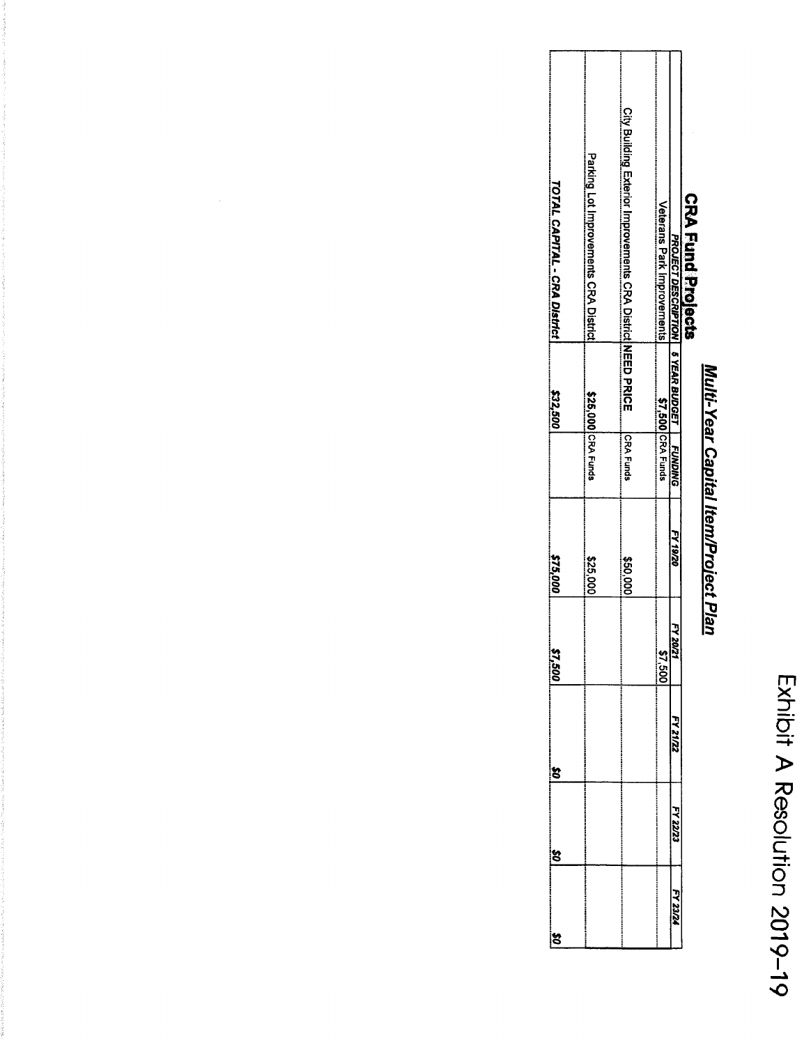# Exhibit A Resolution 2019-19

## Multi-Year Capital Item/Project Plan

### CRA Fund Projects

| PROJECT DESCRIPTION | 5 YEAR BUDGET | FUNDING | FY 19/20 | FY 20/21 | FY 21/22 | FY 22/23 | FY 23/24 |
|---|---|---|---|---|---|---|---|
| Veterans Park Improvements | $7,500 | CRA Funds | | $7,500 | | | |
| City Building Exterior Improvements CRA District | NEED PRICE | CRA Funds | $50,000 | | | | |
| Parking Lot Improvements CRA District | $25,000 | CRA Funds | $25,000 | | | | |
| *TOTAL CAPITAL - CRA District* | *$32,500* | | *$75,000* | *$7,500* | *$0* | *$0* | *$0* |